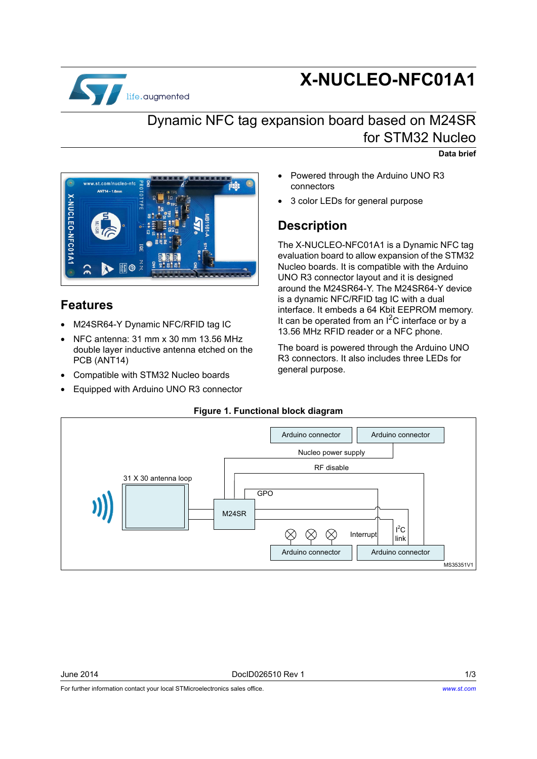# X-NUCLEO-NFC01A1

## Dynamic NFC tag expansion board based on M24SR for STM32 Nucleo

**Data brief**

## Features

- M24SR64-Y Dynamic NFC/RFID tag IC
- NFC antenna: 31 mm x 30 mm 13.56 MHz double layer inductive antenna etched on the PCB (ANT14)
- Compatible with STM32 Nucleo boards
- Equipped with Arduino UNO R3 connector
- Powered through the Arduino UNO R3 connectors
- 3 color LEDs for general purpose

## Description

The X-NUCLEO-NFC01A1 is a Dynamic NFC tag evaluation board to allow expansion of the STM32 Nucleo boards. It is compatible with the Arduino UNO R3 connector layout and it is designed around the M24SR64-Y. The M24SR64-Y device is a dynamic NFC/RFID tag IC with a dual interface. It embeds a 64 Kbit EEPROM memory. It can be operated from an $I^2C$ interface or by a 13.56 MHz RFID reader or a NFC phone.

The board is powered through the Arduino UNO R3 connectors. It also includes three LEDs for general purpose.

**Figure 1. Functional block diagram**

June 2014 DocID026510 Rev 1

For further information contact your local STMicroelectronics sales office. www.st.com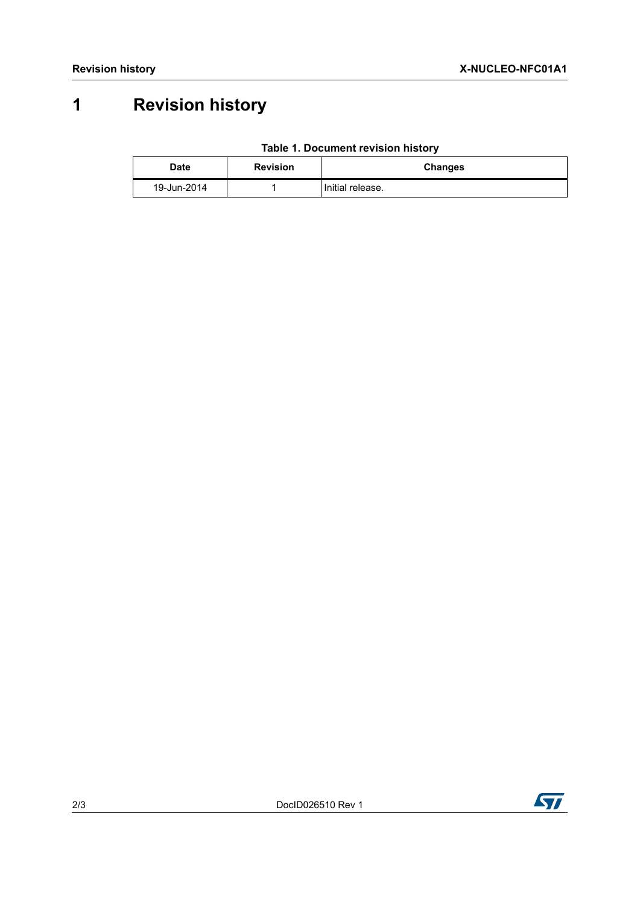# 1 Revision history

**Table 1. Document revision history**

| Date | Revision | Changes |
| --- | --- | --- |
| 19-Jun-2014 | 1 | Initial release. |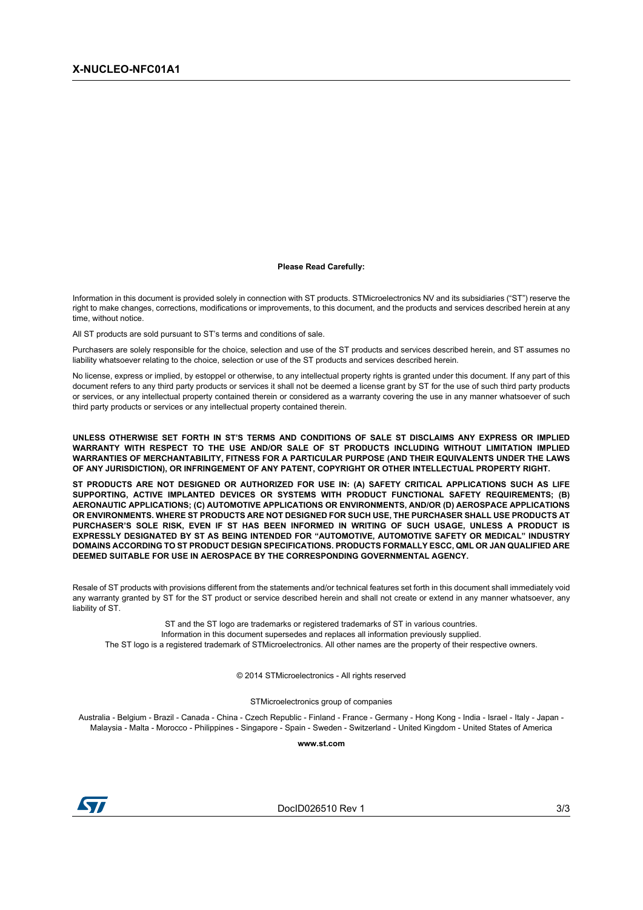**Please Read Carefully:**

Information in this document is provided solely in connection with ST products. STMicroelectronics NV and its subsidiaries ("ST") reserve the right to make changes, corrections, modifications or improvements, to this document, and the products and services described herein at any time, without notice.

All ST products are sold pursuant to ST's terms and conditions of sale.

Purchasers are solely responsible for the choice, selection and use of the ST products and services described herein, and ST assumes no liability whatsoever relating to the choice, selection or use of the ST products and services described herein.

No license, express or implied, by estoppel or otherwise, to any intellectual property rights is granted under this document. If any part of this document refers to any third party products or services it shall not be deemed a license grant by ST for the use of such third party products or services, or any intellectual property contained therein or considered as a warranty covering the use in any manner whatsoever of such third party products or services or any intellectual property contained therein.

**UNLESS OTHERWISE SET FORTH IN ST'S TERMS AND CONDITIONS OF SALE ST DISCLAIMS ANY EXPRESS OR IMPLIED WARRANTY WITH RESPECT TO THE USE AND/OR SALE OF ST PRODUCTS INCLUDING WITHOUT LIMITATION IMPLIED WARRANTIES OF MERCHANTABILITY, FITNESS FOR A PARTICULAR PURPOSE (AND THEIR EQUIVALENTS UNDER THE LAWS OF ANY JURISDICTION), OR INFRINGEMENT OF ANY PATENT, COPYRIGHT OR OTHER INTELLECTUAL PROPERTY RIGHT.**

**ST PRODUCTS ARE NOT DESIGNED OR AUTHORIZED FOR USE IN: (A) SAFETY CRITICAL APPLICATIONS SUCH AS LIFE SUPPORTING, ACTIVE IMPLANTED DEVICES OR SYSTEMS WITH PRODUCT FUNCTIONAL SAFETY REQUIREMENTS; (B) AERONAUTIC APPLICATIONS; (C) AUTOMOTIVE APPLICATIONS OR ENVIRONMENTS, AND/OR (D) AEROSPACE APPLICATIONS OR ENVIRONMENTS. WHERE ST PRODUCTS ARE NOT DESIGNED FOR SUCH USE, THE PURCHASER SHALL USE PRODUCTS AT PURCHASER'S SOLE RISK, EVEN IF ST HAS BEEN INFORMED IN WRITING OF SUCH USAGE, UNLESS A PRODUCT IS EXPRESSLY DESIGNATED BY ST AS BEING INTENDED FOR "AUTOMOTIVE, AUTOMOTIVE SAFETY OR MEDICAL" INDUSTRY DOMAINS ACCORDING TO ST PRODUCT DESIGN SPECIFICATIONS. PRODUCTS FORMALLY ESCC, QML OR JAN QUALIFIED ARE DEEMED SUITABLE FOR USE IN AEROSPACE BY THE CORRESPONDING GOVERNMENTAL AGENCY.**

Resale of ST products with provisions different from the statements and/or technical features set forth in this document shall immediately void any warranty granted by ST for the ST product or service described herein and shall not create or extend in any manner whatsoever, any liability of ST.

ST and the ST logo are trademarks or registered trademarks of ST in various countries.
Information in this document supersedes and replaces all information previously supplied.
The ST logo is a registered trademark of STMicroelectronics. All other names are the property of their respective owners.

© 2014 STMicroelectronics - All rights reserved

STMicroelectronics group of companies

Australia - Belgium - Brazil - Canada - China - Czech Republic - Finland - France - Germany - Hong Kong - India - Israel - Italy - Japan - Malaysia - Malta - Morocco - Philippines - Singapore - Spain - Sweden - Switzerland - United Kingdom - United States of America

**www.st.com**